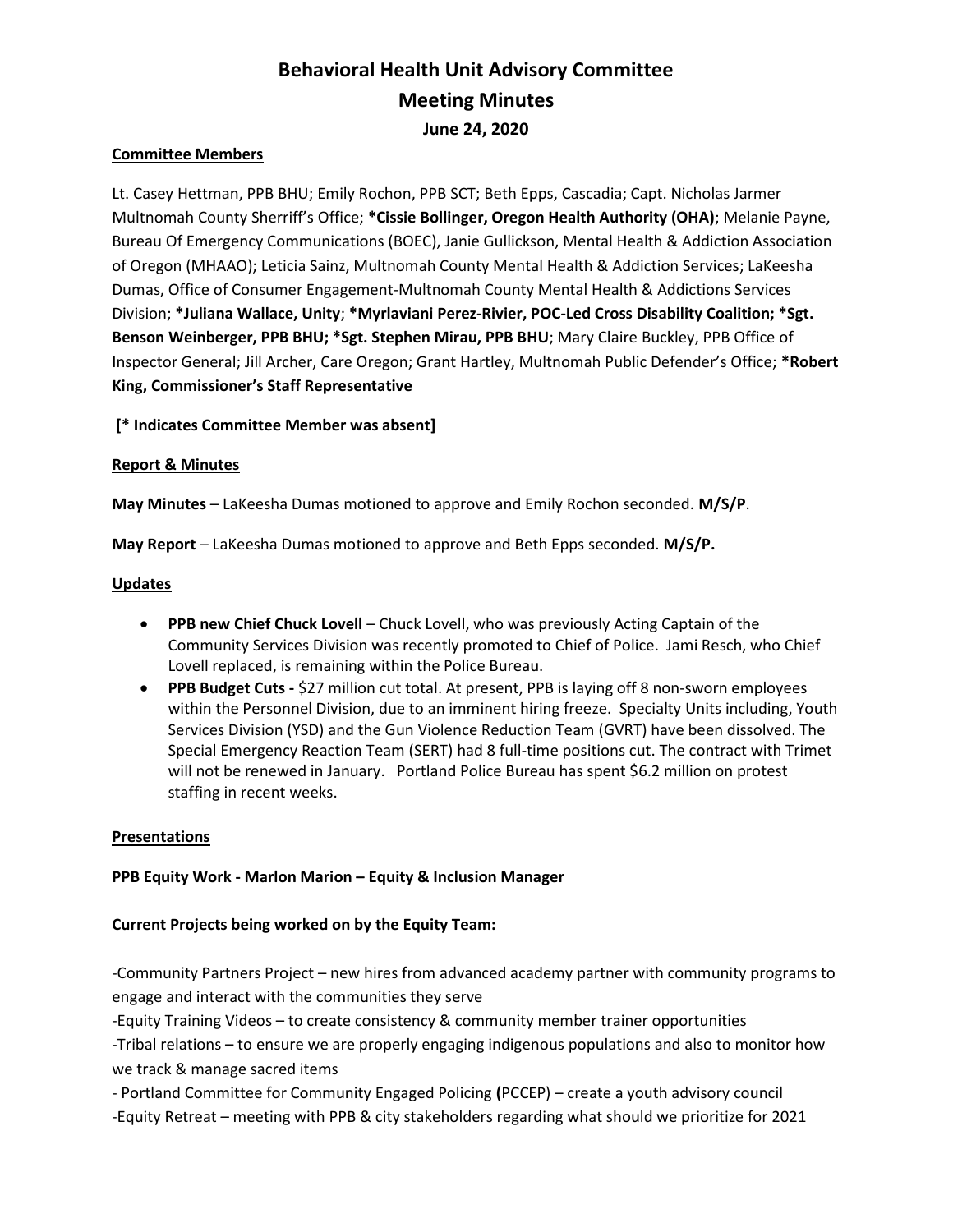# Behavioral Health Unit Advisory Committee
# Meeting Minutes
### June 24, 2020

**Committee Members**

Lt. Casey Hettman, PPB BHU; Emily Rochon, PPB SCT; Beth Epps, Cascadia; Capt. Nicholas Jarmer Multnomah County Sherriff's Office; ***Cissie Bollinger, Oregon Health Authority (OHA)**; Melanie Payne, Bureau Of Emergency Communications (BOEC), Janie Gullickson, Mental Health & Addiction Association of Oregon (MHAAO); Leticia Sainz, Multnomah County Mental Health & Addiction Services; LaKeesha Dumas, Office of Consumer Engagement-Multnomah County Mental Health & Addictions Services Division; ***Juliana Wallace, Unity**; ***Myrlaviani Perez-Rivier, POC-Led Cross Disability Coalition; *Sgt. Benson Weinberger, PPB BHU; *Sgt. Stephen Mirau, PPB BHU**; Mary Claire Buckley, PPB Office of Inspector General; Jill Archer, Care Oregon; Grant Hartley, Multnomah Public Defender's Office; ***Robert King, Commissioner's Staff Representative**

**[* Indicates Committee Member was absent]**

**Report & Minutes**

**May Minutes** – LaKeesha Dumas motioned to approve and Emily Rochon seconded. **M/S/P**.

**May Report** – LaKeesha Dumas motioned to approve and Beth Epps seconded. **M/S/P.**

**Updates**

- **PPB new Chief Chuck Lovell** – Chuck Lovell, who was previously Acting Captain of the Community Services Division was recently promoted to Chief of Police. Jami Resch, who Chief Lovell replaced, is remaining within the Police Bureau.
- **PPB Budget Cuts -** $27 million cut total. At present, PPB is laying off 8 non-sworn employees within the Personnel Division, due to an imminent hiring freeze. Specialty Units including, Youth Services Division (YSD) and the Gun Violence Reduction Team (GVRT) have been dissolved. The Special Emergency Reaction Team (SERT) had 8 full-time positions cut. The contract with Trimet will not be renewed in January. Portland Police Bureau has spent $6.2 million on protest staffing in recent weeks.

**Presentations**

**PPB Equity Work - Marlon Marion – Equity & Inclusion Manager**

**Current Projects being worked on by the Equity Team:**

-Community Partners Project – new hires from advanced academy partner with community programs to engage and interact with the communities they serve

-Equity Training Videos – to create consistency & community member trainer opportunities

-Tribal relations – to ensure we are properly engaging indigenous populations and also to monitor how we track & manage sacred items

- Portland Committee for Community Engaged Policing **(**PCCEP) – create a youth advisory council

-Equity Retreat – meeting with PPB & city stakeholders regarding what should we prioritize for 2021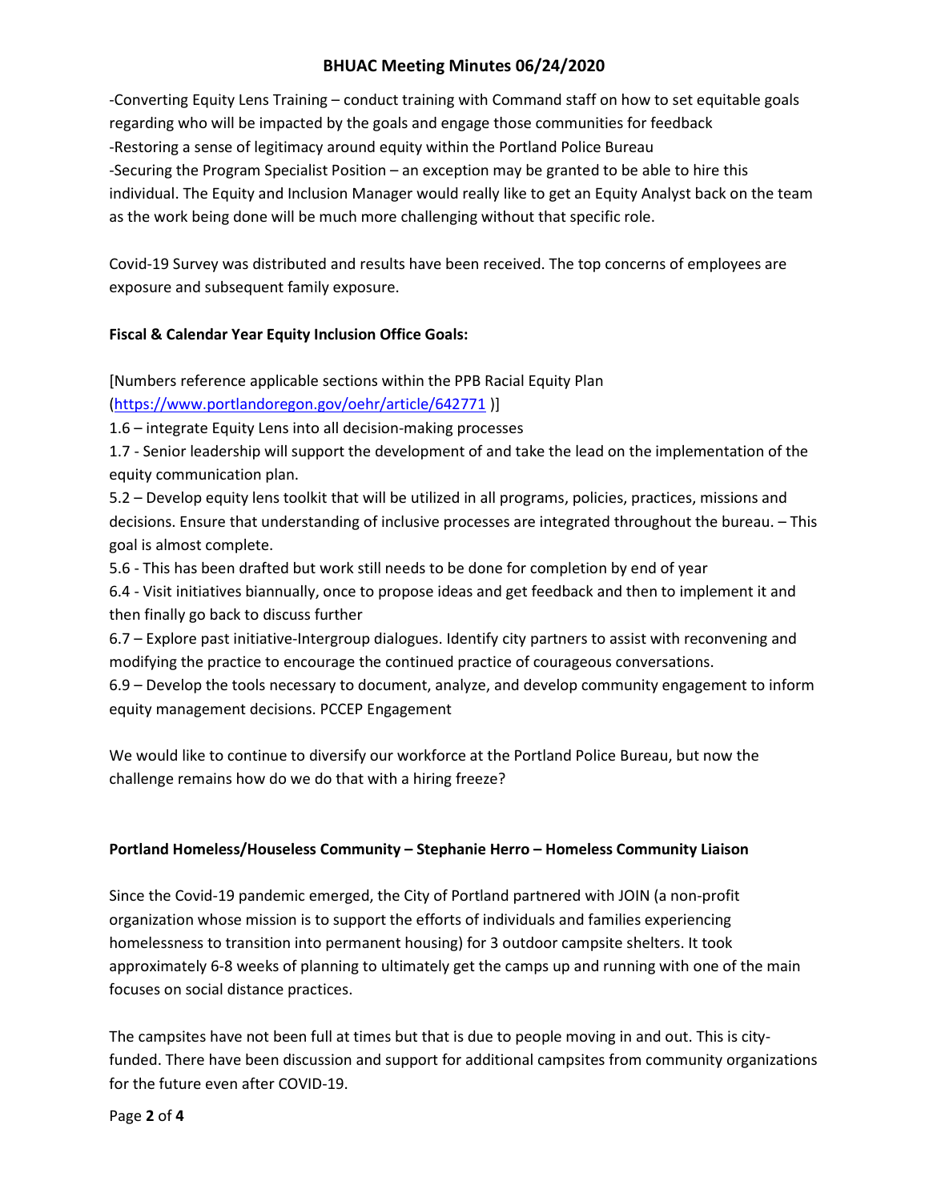-Converting Equity Lens Training – conduct training with Command staff on how to set equitable goals regarding who will be impacted by the goals and engage those communities for feedback
-Restoring a sense of legitimacy around equity within the Portland Police Bureau
-Securing the Program Specialist Position – an exception may be granted to be able to hire this individual. The Equity and Inclusion Manager would really like to get an Equity Analyst back on the team as the work being done will be much more challenging without that specific role.

Covid-19 Survey was distributed and results have been received. The top concerns of employees are exposure and subsequent family exposure.

**Fiscal & Calendar Year Equity Inclusion Office Goals:**

[Numbers reference applicable sections within the PPB Racial Equity Plan (https://www.portlandoregon.gov/oehr/article/642771 )]

1.6 – integrate Equity Lens into all decision-making processes

1.7 - Senior leadership will support the development of and take the lead on the implementation of the equity communication plan.

5.2 – Develop equity lens toolkit that will be utilized in all programs, policies, practices, missions and decisions. Ensure that understanding of inclusive processes are integrated throughout the bureau. – This goal is almost complete.

5.6 - This has been drafted but work still needs to be done for completion by end of year

6.4 - Visit initiatives biannually, once to propose ideas and get feedback and then to implement it and then finally go back to discuss further

6.7 – Explore past initiative-Intergroup dialogues. Identify city partners to assist with reconvening and modifying the practice to encourage the continued practice of courageous conversations.

6.9 – Develop the tools necessary to document, analyze, and develop community engagement to inform equity management decisions. PCCEP Engagement

We would like to continue to diversify our workforce at the Portland Police Bureau, but now the challenge remains how do we do that with a hiring freeze?

**Portland Homeless/Houseless Community – Stephanie Herro – Homeless Community Liaison**

Since the Covid-19 pandemic emerged, the City of Portland partnered with JOIN (a non-profit organization whose mission is to support the efforts of individuals and families experiencing homelessness to transition into permanent housing) for 3 outdoor campsite shelters. It took approximately 6-8 weeks of planning to ultimately get the camps up and running with one of the main focuses on social distance practices.

The campsites have not been full at times but that is due to people moving in and out. This is city-funded. There have been discussion and support for additional campsites from community organizations for the future even after COVID-19.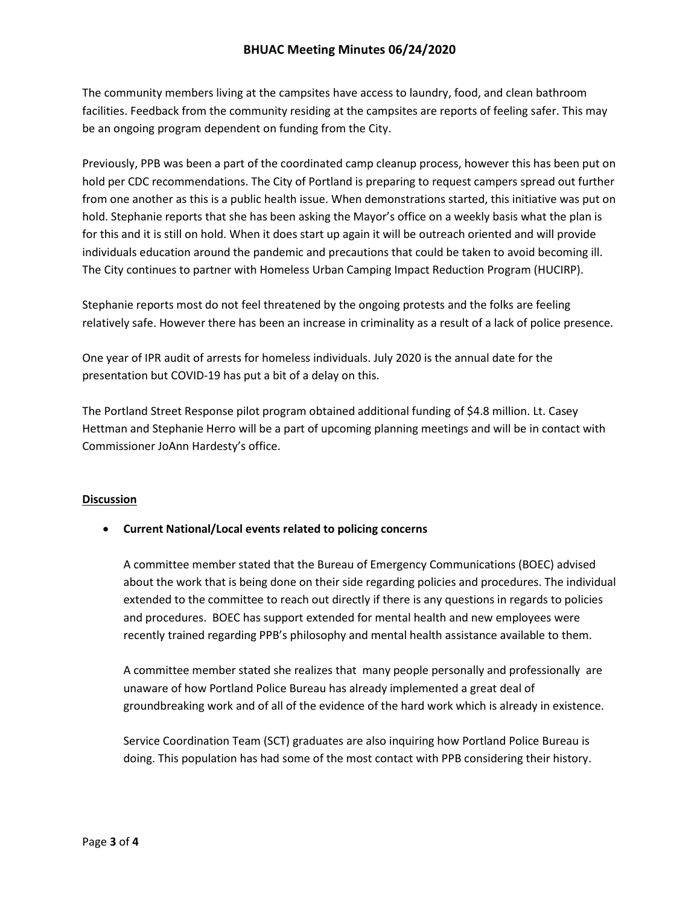The community members living at the campsites have access to laundry, food, and clean bathroom facilities. Feedback from the community residing at the campsites are reports of feeling safer. This may be an ongoing program dependent on funding from the City.

Previously, PPB was been a part of the coordinated camp cleanup process, however this has been put on hold per CDC recommendations. The City of Portland is preparing to request campers spread out further from one another as this is a public health issue. When demonstrations started, this initiative was put on hold. Stephanie reports that she has been asking the Mayor's office on a weekly basis what the plan is for this and it is still on hold. When it does start up again it will be outreach oriented and will provide individuals education around the pandemic and precautions that could be taken to avoid becoming ill. The City continues to partner with Homeless Urban Camping Impact Reduction Program (HUCIRP).

Stephanie reports most do not feel threatened by the ongoing protests and the folks are feeling relatively safe. However there has been an increase in criminality as a result of a lack of police presence.

One year of IPR audit of arrests for homeless individuals. July 2020 is the annual date for the presentation but COVID-19 has put a bit of a delay on this.

The Portland Street Response pilot program obtained additional funding of $4.8 million. Lt. Casey Hettman and Stephanie Herro will be a part of upcoming planning meetings and will be in contact with Commissioner JoAnn Hardesty's office.

## Discussion

- **Current National/Local events related to policing concerns**

  A committee member stated that the Bureau of Emergency Communications (BOEC) advised about the work that is being done on their side regarding policies and procedures. The individual extended to the committee to reach out directly if there is any questions in regards to policies and procedures. BOEC has support extended for mental health and new employees were recently trained regarding PPB's philosophy and mental health assistance available to them.

  A committee member stated she realizes that many people personally and professionally are unaware of how Portland Police Bureau has already implemented a great deal of groundbreaking work and of all of the evidence of the hard work which is already in existence.

  Service Coordination Team (SCT) graduates are also inquiring how Portland Police Bureau is doing. This population has had some of the most contact with PPB considering their history.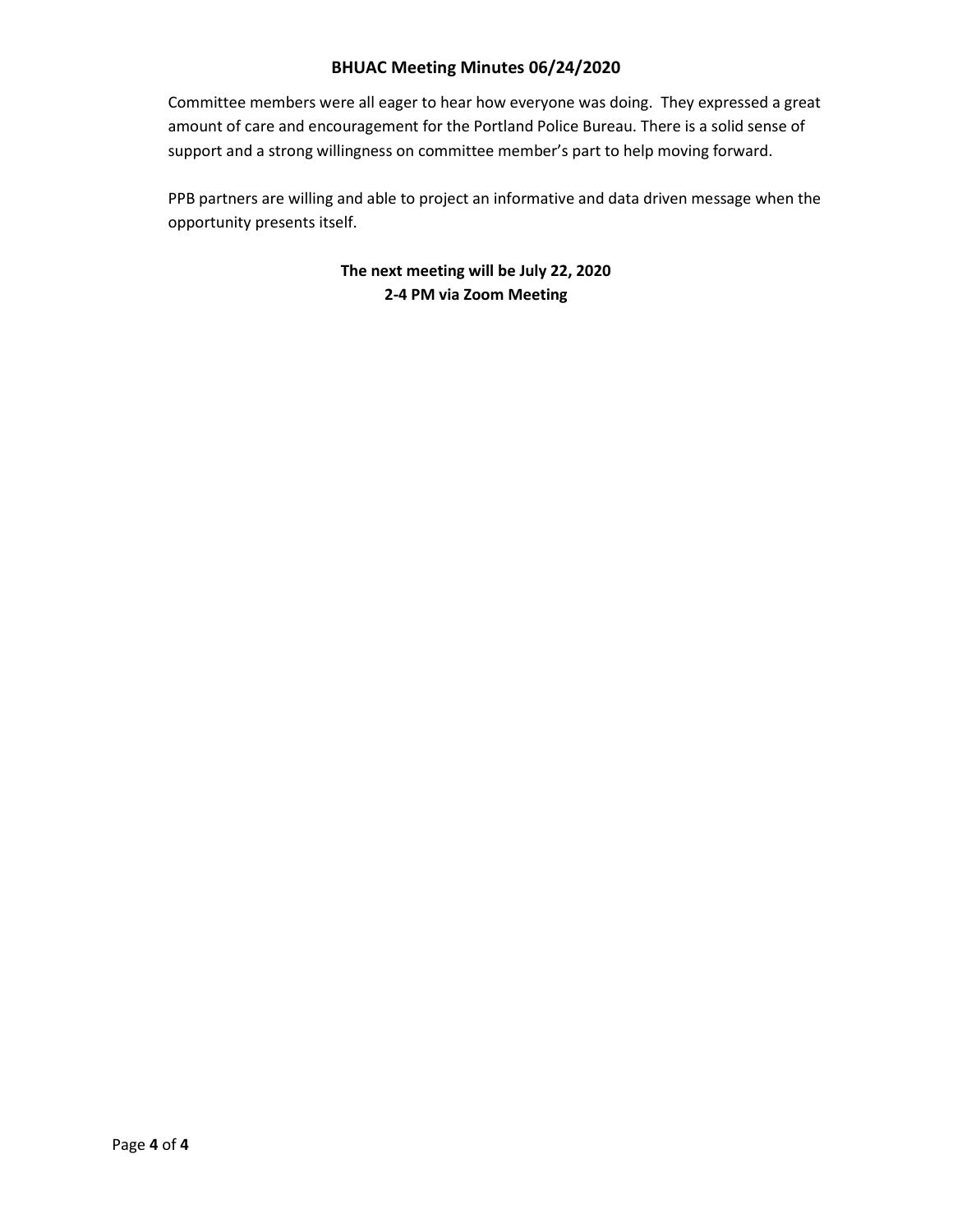Committee members were all eager to hear how everyone was doing. They expressed a great amount of care and encouragement for the Portland Police Bureau. There is a solid sense of support and a strong willingness on committee member's part to help moving forward.

PPB partners are willing and able to project an informative and data driven message when the opportunity presents itself.

**The next meeting will be July 22, 2020**
**2-4 PM via Zoom Meeting**